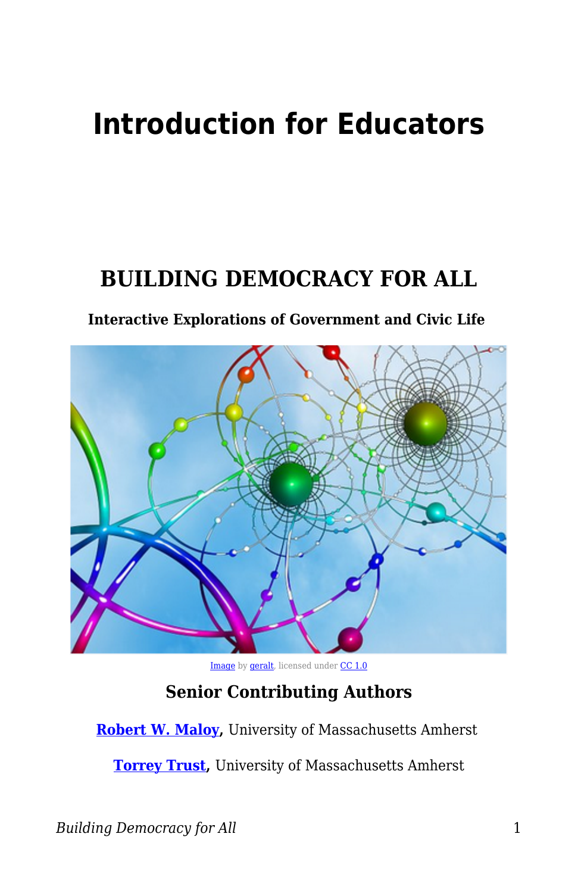# Introduction for Educators

## BUILDING DEMOCRACY FOR ALL

**Interactive Explorations of Government and Civic Life**

Image by geralt, licensed under CC 1.0

### Senior Contributing Authors

**Robert W. Maloy**, University of Massachusetts Amherst

**Torrey Trust**, University of Massachusetts Amherst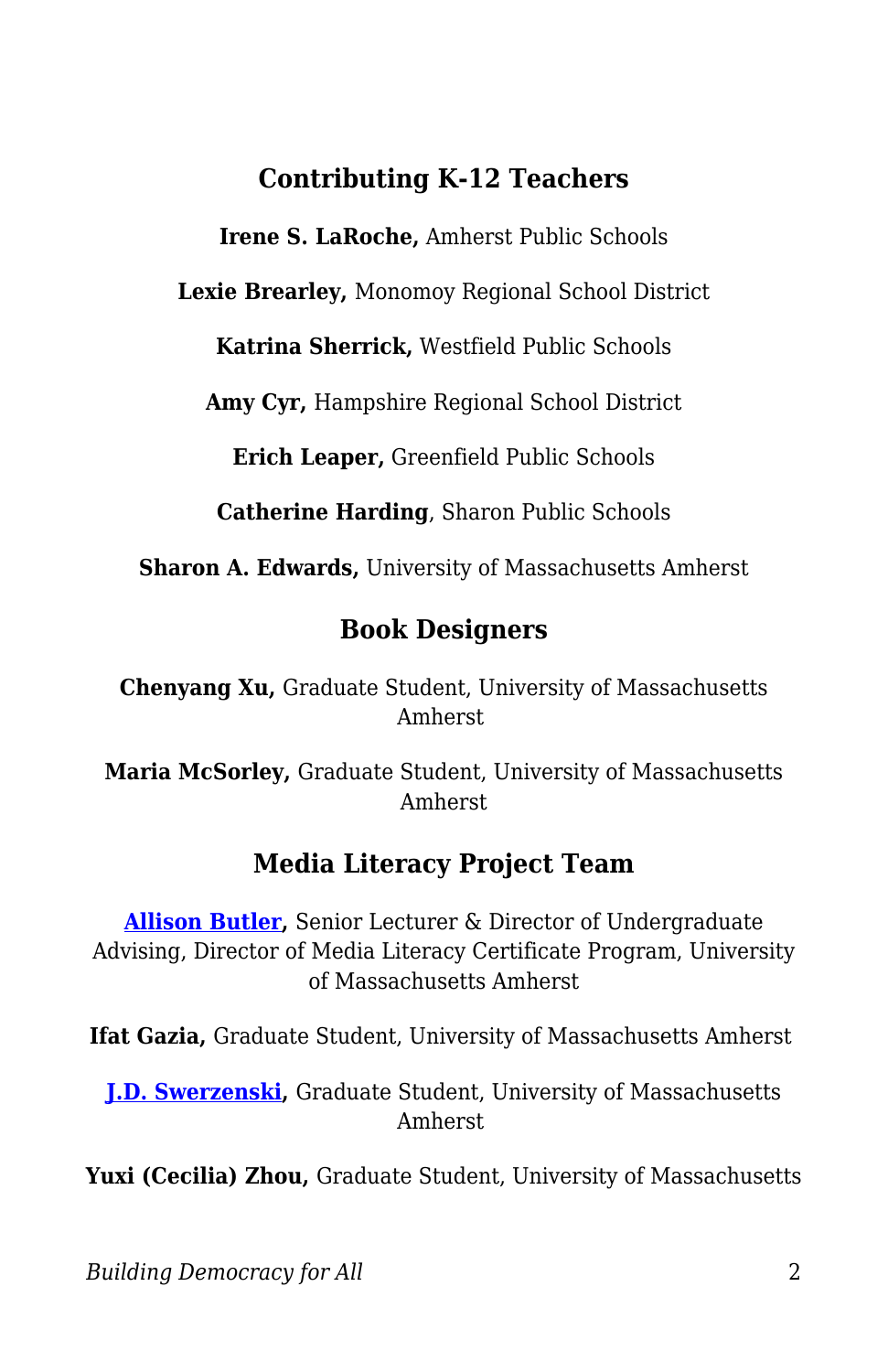## Contributing K-12 Teachers

**Irene S. LaRoche,** Amherst Public Schools

**Lexie Brearley,** Monomoy Regional School District

**Katrina Sherrick,** Westfield Public Schools

**Amy Cyr,** Hampshire Regional School District

**Erich Leaper,** Greenfield Public Schools

**Catherine Harding**, Sharon Public Schools

**Sharon A. Edwards,** University of Massachusetts Amherst

## Book Designers

**Chenyang Xu,** Graduate Student, University of Massachusetts Amherst

**Maria McSorley,** Graduate Student, University of Massachusetts Amherst

## Media Literacy Project Team

**Allison Butler,** Senior Lecturer & Director of Undergraduate Advising, Director of Media Literacy Certificate Program, University of Massachusetts Amherst

**Ifat Gazia,** Graduate Student, University of Massachusetts Amherst

**J.D. Swerzenski,** Graduate Student, University of Massachusetts Amherst

**Yuxi (Cecilia) Zhou,** Graduate Student, University of Massachusetts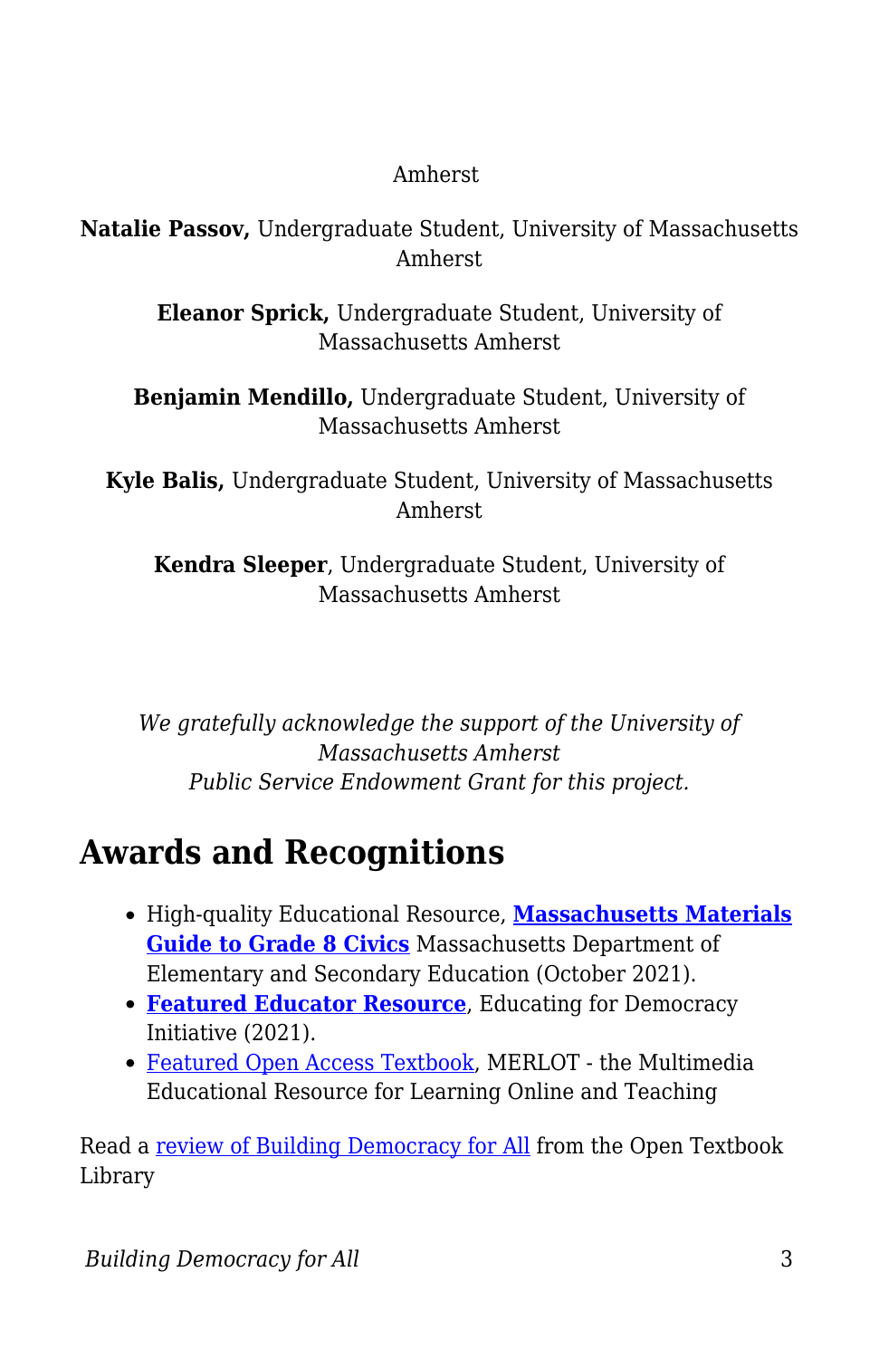Amherst

**Natalie Passov,** Undergraduate Student, University of Massachusetts Amherst

**Eleanor Sprick,** Undergraduate Student, University of Massachusetts Amherst

**Benjamin Mendillo,** Undergraduate Student, University of Massachusetts Amherst

**Kyle Balis,** Undergraduate Student, University of Massachusetts Amherst

**Kendra Sleeper**, Undergraduate Student, University of Massachusetts Amherst

*We gratefully acknowledge the support of the University of Massachusetts Amherst Public Service Endowment Grant for this project.*

## Awards and Recognitions

- High-quality Educational Resource, **Massachusetts Materials Guide to Grade 8 Civics** Massachusetts Department of Elementary and Secondary Education (October 2021).
- **Featured Educator Resource**, Educating for Democracy Initiative (2021).
- Featured Open Access Textbook, MERLOT - the Multimedia Educational Resource for Learning Online and Teaching

Read a review of Building Democracy for All from the Open Textbook Library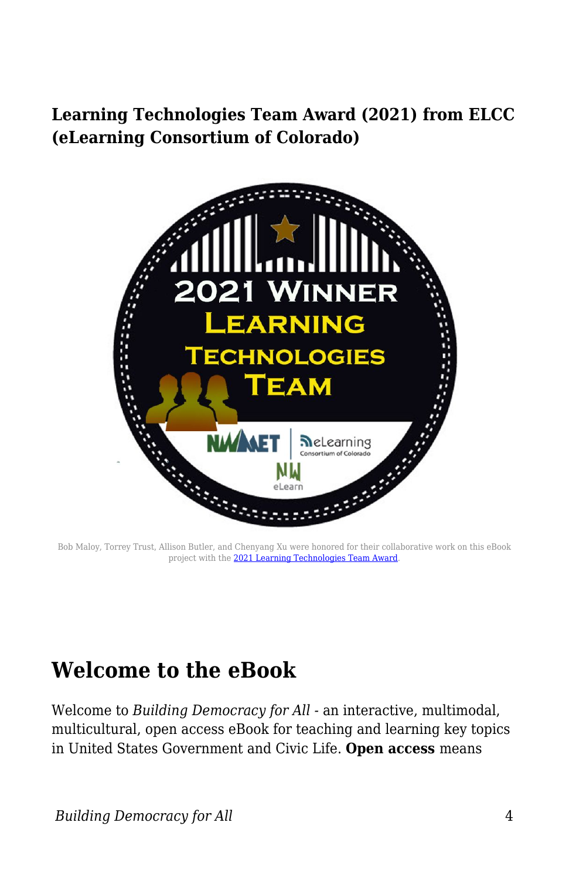### Learning Technologies Team Award (2021) from ELCC (eLearning Consortium of Colorado)

Bob Maloy, Torrey Trust, Allison Butler, and Chenyang Xu were honored for their collaborative work on this eBook project with the 2021 Learning Technologies Team Award.

## Welcome to the eBook

Welcome to *Building Democracy for All* - an interactive, multimodal, multicultural, open access eBook for teaching and learning key topics in United States Government and Civic Life. **Open access** means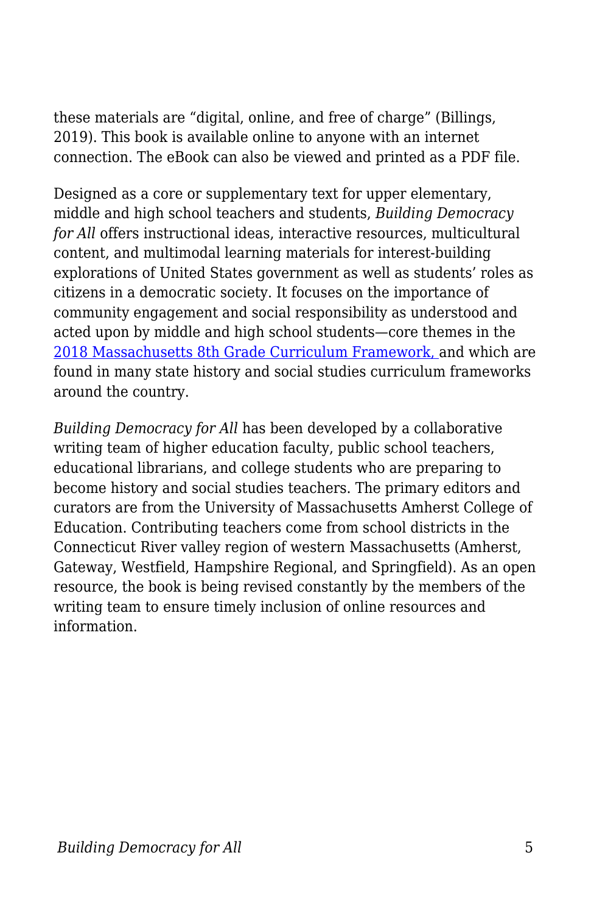these materials are "digital, online, and free of charge" (Billings, 2019). This book is available online to anyone with an internet connection. The eBook can also be viewed and printed as a PDF file.

Designed as a core or supplementary text for upper elementary, middle and high school teachers and students, *Building Democracy for All* offers instructional ideas, interactive resources, multicultural content, and multimodal learning materials for interest-building explorations of United States government as well as students' roles as citizens in a democratic society. It focuses on the importance of community engagement and social responsibility as understood and acted upon by middle and high school students—core themes in the 2018 Massachusetts 8th Grade Curriculum Framework, and which are found in many state history and social studies curriculum frameworks around the country.

*Building Democracy for All* has been developed by a collaborative writing team of higher education faculty, public school teachers, educational librarians, and college students who are preparing to become history and social studies teachers. The primary editors and curators are from the University of Massachusetts Amherst College of Education. Contributing teachers come from school districts in the Connecticut River valley region of western Massachusetts (Amherst, Gateway, Westfield, Hampshire Regional, and Springfield). As an open resource, the book is being revised constantly by the members of the writing team to ensure timely inclusion of online resources and information.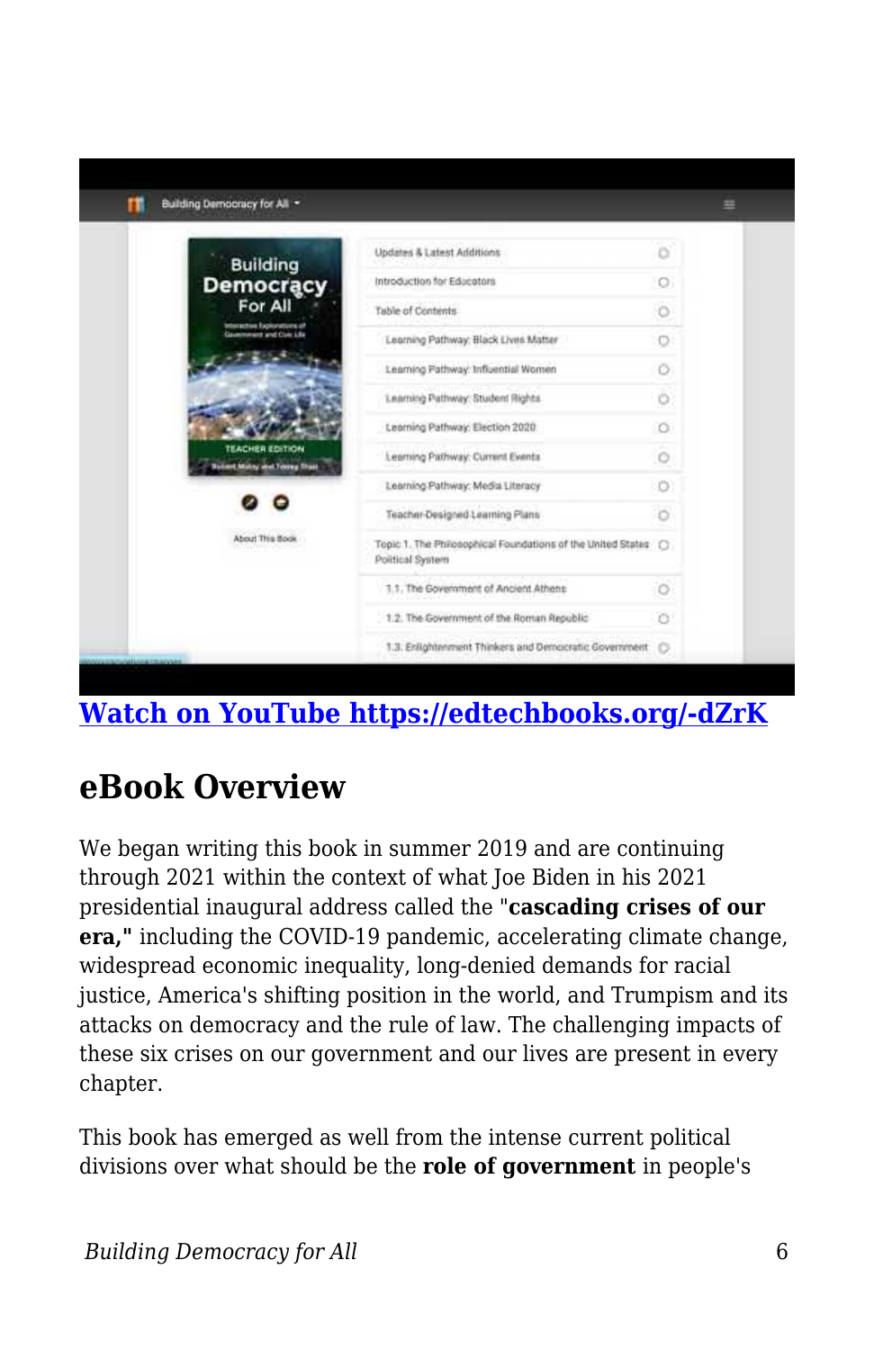[Watch on YouTube https://edtechbooks.org/-dZrK](https://edtechbooks.org/-dZrK)

## eBook Overview

We began writing this book in summer 2019 and are continuing through 2021 within the context of what Joe Biden in his 2021 presidential inaugural address called the "**cascading crises of our era,"** including the COVID-19 pandemic, accelerating climate change, widespread economic inequality, long-denied demands for racial justice, America's shifting position in the world, and Trumpism and its attacks on democracy and the rule of law. The challenging impacts of these six crises on our government and our lives are present in every chapter.

This book has emerged as well from the intense current political divisions over what should be the **role of government** in people's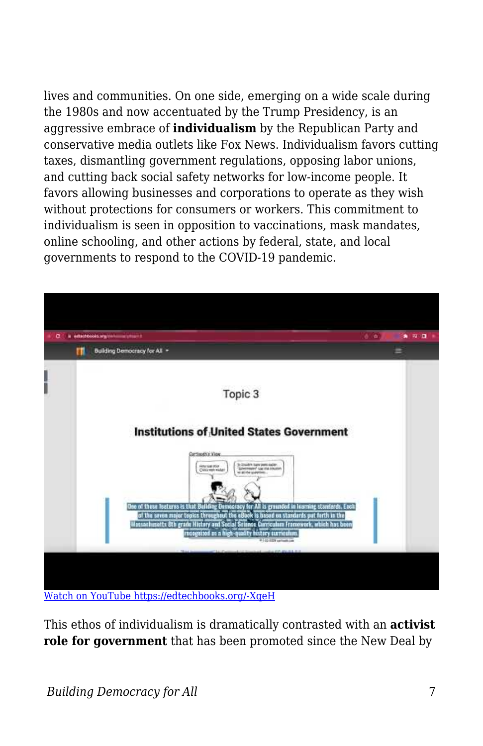lives and communities. On one side, emerging on a wide scale during the 1980s and now accentuated by the Trump Presidency, is an aggressive embrace of **individualism** by the Republican Party and conservative media outlets like Fox News. Individualism favors cutting taxes, dismantling government regulations, opposing labor unions, and cutting back social safety networks for low-income people. It favors allowing businesses and corporations to operate as they wish without protections for consumers or workers. This commitment to individualism is seen in opposition to vaccinations, mask mandates, online schooling, and other actions by federal, state, and local governments to respond to the COVID-19 pandemic.

Watch on YouTube https://edtechbooks.org/-XqeH

This ethos of individualism is dramatically contrasted with an **activist role for government** that has been promoted since the New Deal by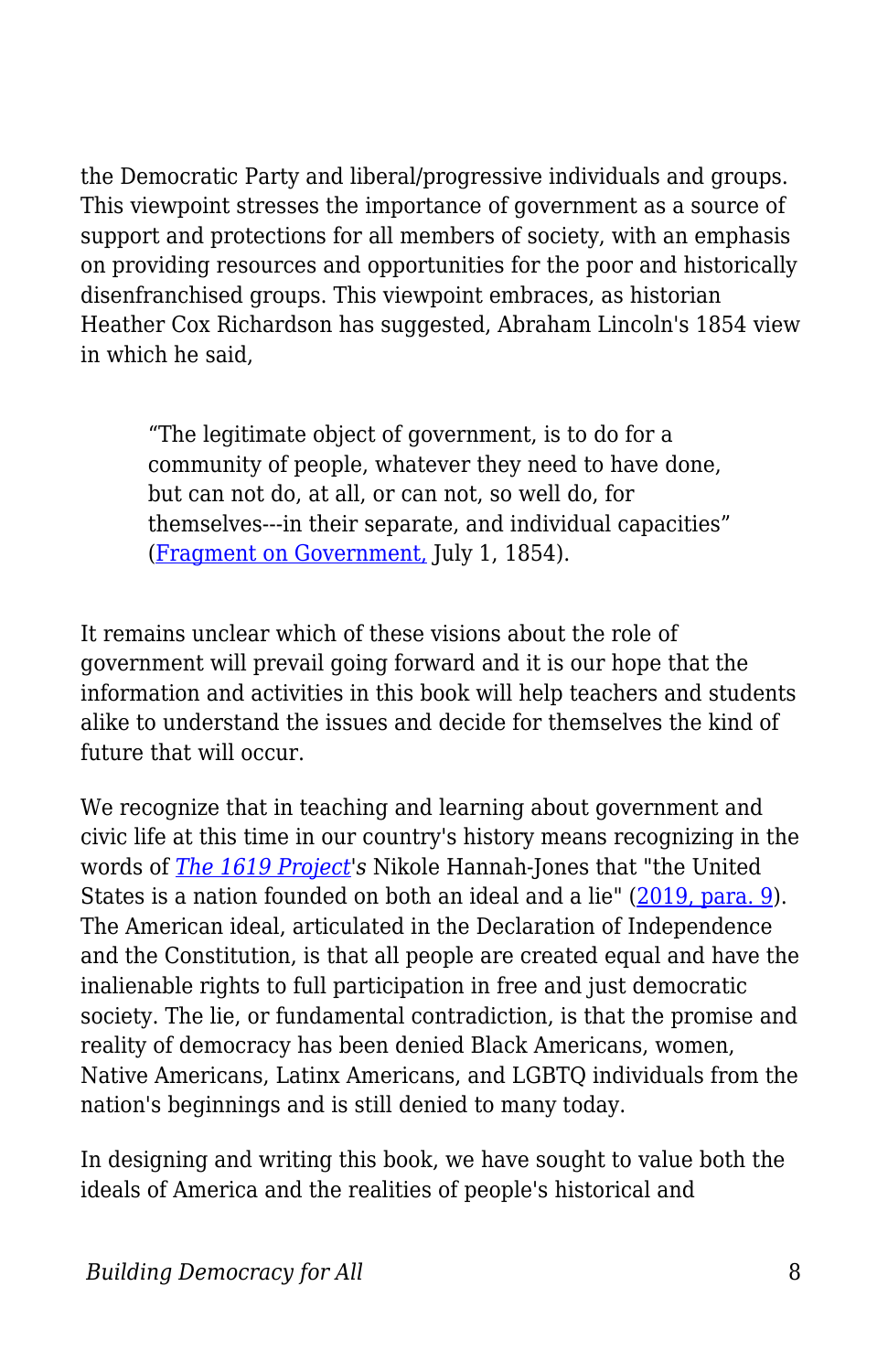the Democratic Party and liberal/progressive individuals and groups. This viewpoint stresses the importance of government as a source of support and protections for all members of society, with an emphasis on providing resources and opportunities for the poor and historically disenfranchised groups. This viewpoint embraces, as historian Heather Cox Richardson has suggested, Abraham Lincoln's 1854 view in which he said,

> “The legitimate object of government, is to do for a community of people, whatever they need to have done, but can not do, at all, or can not, so well do, for themselves---in their separate, and individual capacities” (Fragment on Government, July 1, 1854).

It remains unclear which of these visions about the role of government will prevail going forward and it is our hope that the information and activities in this book will help teachers and students alike to understand the issues and decide for themselves the kind of future that will occur.

We recognize that in teaching and learning about government and civic life at this time in our country's history means recognizing in the words of *The 1619 Project*'s Nikole Hannah-Jones that "the United States is a nation founded on both an ideal and a lie" (2019, para. 9). The American ideal, articulated in the Declaration of Independence and the Constitution, is that all people are created equal and have the inalienable rights to full participation in free and just democratic society. The lie, or fundamental contradiction, is that the promise and reality of democracy has been denied Black Americans, women, Native Americans, Latinx Americans, and LGBTQ individuals from the nation's beginnings and is still denied to many today.

In designing and writing this book, we have sought to value both the ideals of America and the realities of people's historical and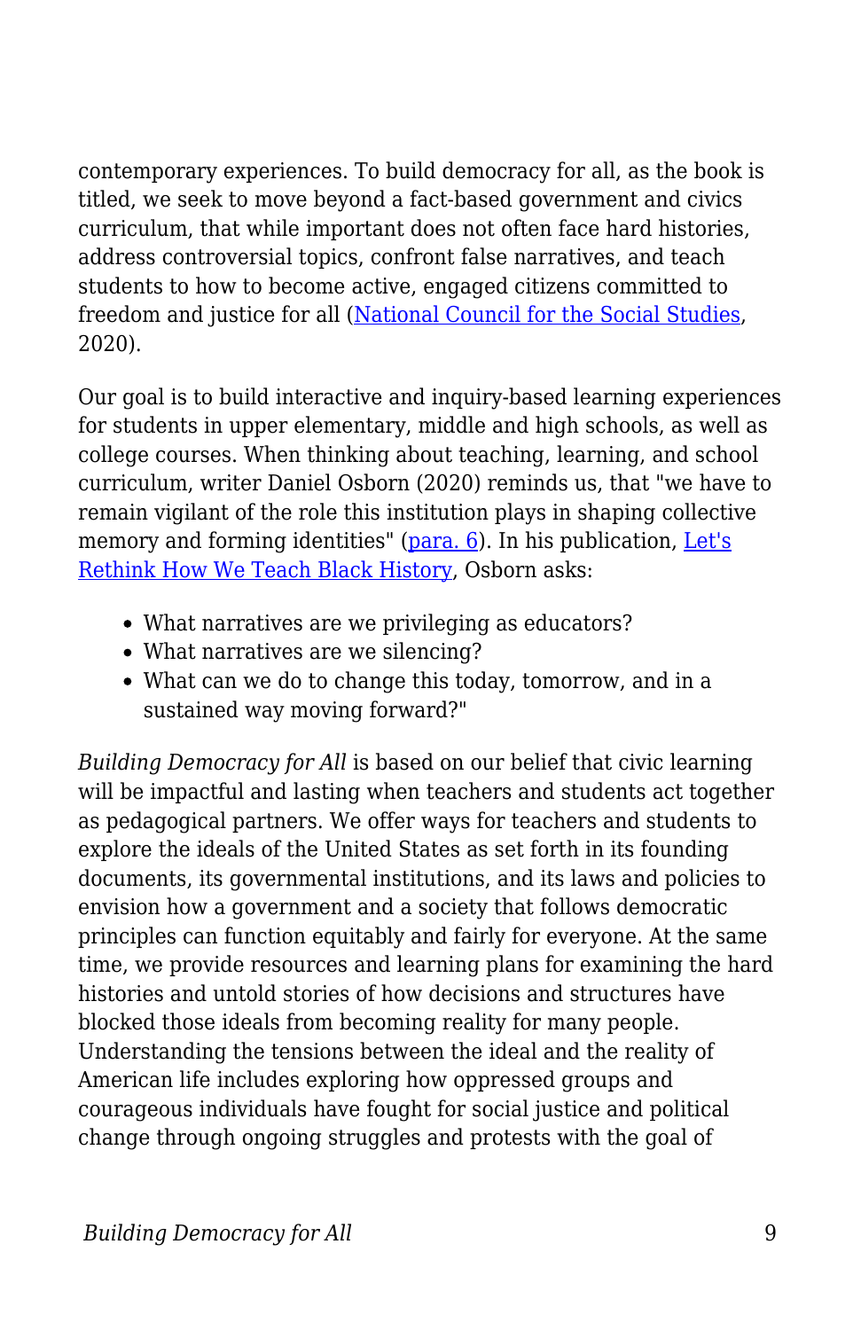contemporary experiences. To build democracy for all, as the book is titled, we seek to move beyond a fact-based government and civics curriculum, that while important does not often face hard histories, address controversial topics, confront false narratives, and teach students to how to become active, engaged citizens committed to freedom and justice for all (National Council for the Social Studies, 2020).

Our goal is to build interactive and inquiry-based learning experiences for students in upper elementary, middle and high schools, as well as college courses. When thinking about teaching, learning, and school curriculum, writer Daniel Osborn (2020) reminds us, that "we have to remain vigilant of the role this institution plays in shaping collective memory and forming identities" (para. 6). In his publication, Let's Rethink How We Teach Black History, Osborn asks:

- What narratives are we privileging as educators?
- What narratives are we silencing?
- What can we do to change this today, tomorrow, and in a sustained way moving forward?"

*Building Democracy for All* is based on our belief that civic learning will be impactful and lasting when teachers and students act together as pedagogical partners. We offer ways for teachers and students to explore the ideals of the United States as set forth in its founding documents, its governmental institutions, and its laws and policies to envision how a government and a society that follows democratic principles can function equitably and fairly for everyone. At the same time, we provide resources and learning plans for examining the hard histories and untold stories of how decisions and structures have blocked those ideals from becoming reality for many people. Understanding the tensions between the ideal and the reality of American life includes exploring how oppressed groups and courageous individuals have fought for social justice and political change through ongoing struggles and protests with the goal of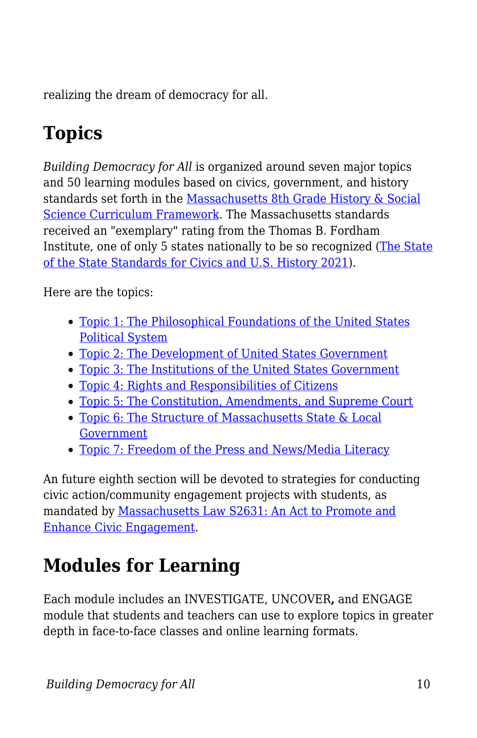realizing the dream of democracy for all.

## Topics

*Building Democracy for All* is organized around seven major topics and 50 learning modules based on civics, government, and history standards set forth in the Massachusetts 8th Grade History & Social Science Curriculum Framework. The Massachusetts standards received an "exemplary" rating from the Thomas B. Fordham Institute, one of only 5 states nationally to be so recognized (The State of the State Standards for Civics and U.S. History 2021).

Here are the topics:

- Topic 1: The Philosophical Foundations of the United States Political System
- Topic 2: The Development of United States Government
- Topic 3: The Institutions of the United States Government
- Topic 4: Rights and Responsibilities of Citizens
- Topic 5: The Constitution, Amendments, and Supreme Court
- Topic 6: The Structure of Massachusetts State & Local Government
- Topic 7: Freedom of the Press and News/Media Literacy

An future eighth section will be devoted to strategies for conducting civic action/community engagement projects with students, as mandated by Massachusetts Law S2631: An Act to Promote and Enhance Civic Engagement.

## Modules for Learning

Each module includes an INVESTIGATE, UNCOVER**,** and ENGAGE module that students and teachers can use to explore topics in greater depth in face-to-face classes and online learning formats.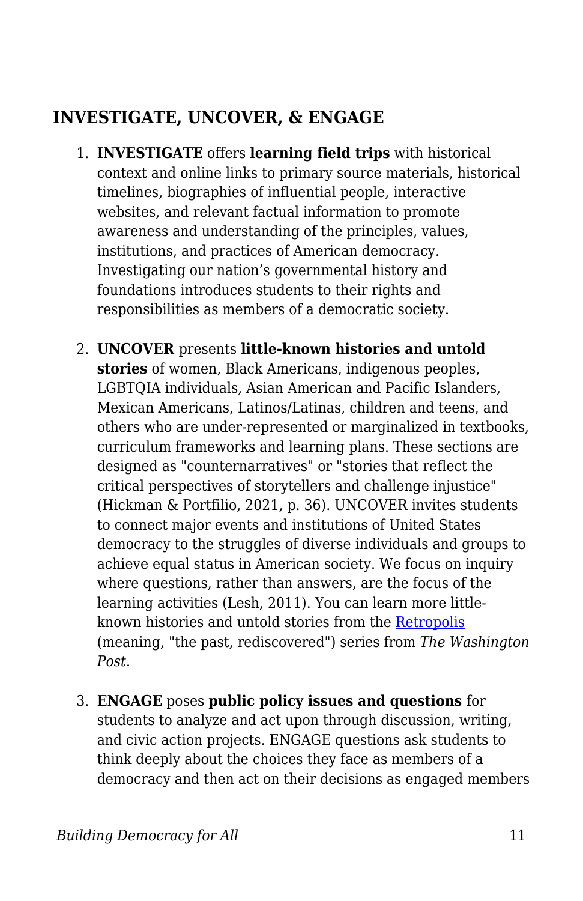## INVESTIGATE, UNCOVER, & ENGAGE

1. **INVESTIGATE** offers **learning field trips** with historical context and online links to primary source materials, historical timelines, biographies of influential people, interactive websites, and relevant factual information to promote awareness and understanding of the principles, values, institutions, and practices of American democracy. Investigating our nation's governmental history and foundations introduces students to their rights and responsibilities as members of a democratic society.

2. **UNCOVER** presents **little-known histories and untold stories** of women, Black Americans, indigenous peoples, LGBTQIA individuals, Asian American and Pacific Islanders, Mexican Americans, Latinos/Latinas, children and teens, and others who are under-represented or marginalized in textbooks, curriculum frameworks and learning plans. These sections are designed as "counternarratives" or "stories that reflect the critical perspectives of storytellers and challenge injustice" (Hickman & Portfilio, 2021, p. 36). UNCOVER invites students to connect major events and institutions of United States democracy to the struggles of diverse individuals and groups to achieve equal status in American society. We focus on inquiry where questions, rather than answers, are the focus of the learning activities (Lesh, 2011). You can learn more little-known histories and untold stories from the Retropolis (meaning, "the past, rediscovered") series from *The Washington Post*.

3. **ENGAGE** poses **public policy issues and questions** for students to analyze and act upon through discussion, writing, and civic action projects. ENGAGE questions ask students to think deeply about the choices they face as members of a democracy and then act on their decisions as engaged members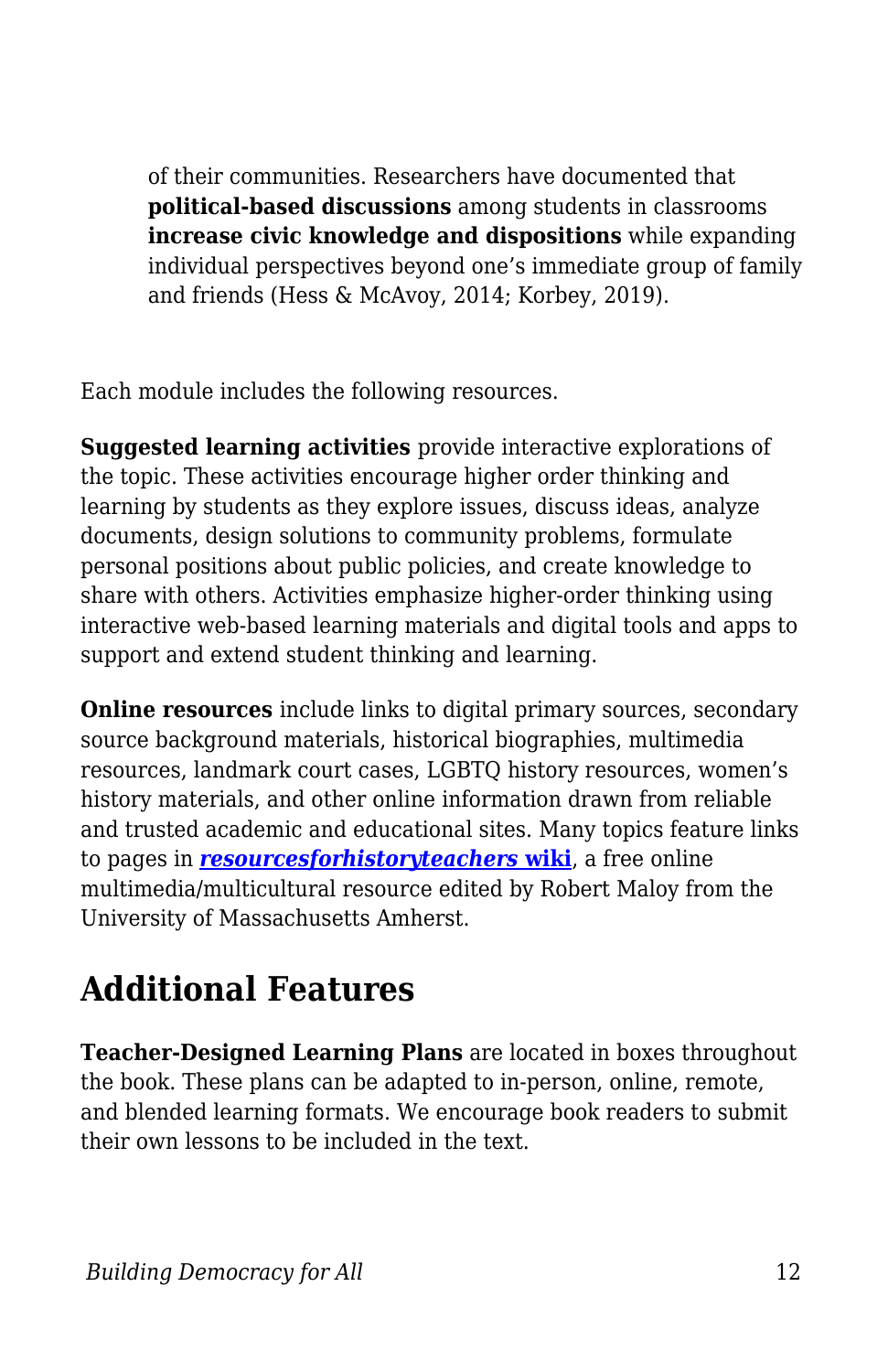> of their communities. Researchers have documented that **political-based discussions** among students in classrooms **increase civic knowledge and dispositions** while expanding individual perspectives beyond one's immediate group of family and friends (Hess & McAvoy, 2014; Korbey, 2019).

Each module includes the following resources.

**Suggested learning activities** provide interactive explorations of the topic. These activities encourage higher order thinking and learning by students as they explore issues, discuss ideas, analyze documents, design solutions to community problems, formulate personal positions about public policies, and create knowledge to share with others. Activities emphasize higher-order thinking using interactive web-based learning materials and digital tools and apps to support and extend student thinking and learning.

**Online resources** include links to digital primary sources, secondary source background materials, historical biographies, multimedia resources, landmark court cases, LGBTQ history resources, women's history materials, and other online information drawn from reliable and trusted academic and educational sites. Many topics feature links to pages in ***resourcesforhistoryteachers* wiki**, a free online multimedia/multicultural resource edited by Robert Maloy from the University of Massachusetts Amherst.

## Additional Features

**Teacher-Designed Learning Plans** are located in boxes throughout the book. These plans can be adapted to in-person, online, remote, and blended learning formats. We encourage book readers to submit their own lessons to be included in the text.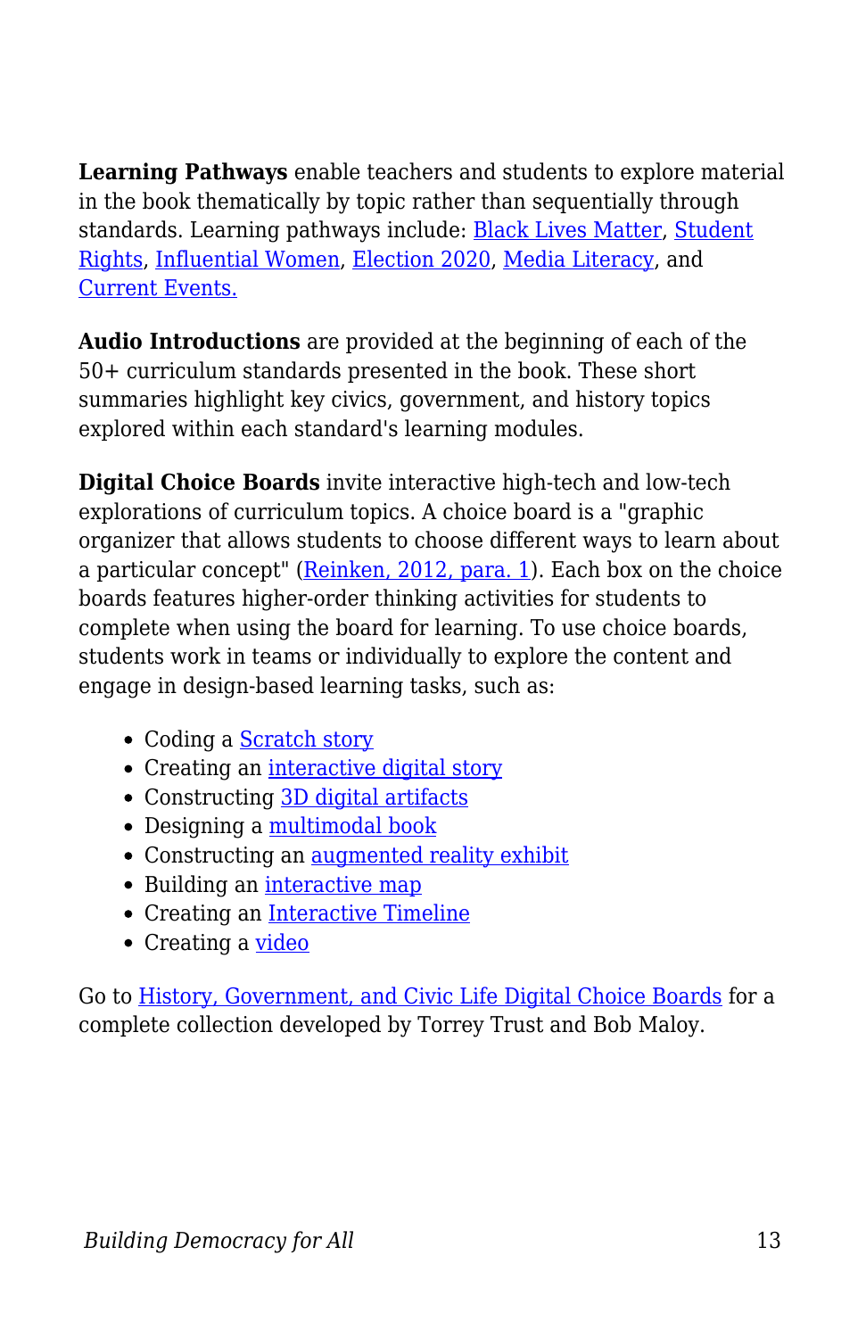**Learning Pathways** enable teachers and students to explore material in the book thematically by topic rather than sequentially through standards. Learning pathways include: Black Lives Matter, Student Rights, Influential Women, Election 2020, Media Literacy, and Current Events.

**Audio Introductions** are provided at the beginning of each of the 50+ curriculum standards presented in the book. These short summaries highlight key civics, government, and history topics explored within each standard's learning modules.

**Digital Choice Boards** invite interactive high-tech and low-tech explorations of curriculum topics. A choice board is a "graphic organizer that allows students to choose different ways to learn about a particular concept" (Reinken, 2012, para. 1). Each box on the choice boards features higher-order thinking activities for students to complete when using the board for learning. To use choice boards, students work in teams or individually to explore the content and engage in design-based learning tasks, such as:

- Coding a Scratch story
- Creating an interactive digital story
- Constructing 3D digital artifacts
- Designing a multimodal book
- Constructing an augmented reality exhibit
- Building an interactive map
- Creating an Interactive Timeline
- Creating a video

Go to History, Government, and Civic Life Digital Choice Boards for a complete collection developed by Torrey Trust and Bob Maloy.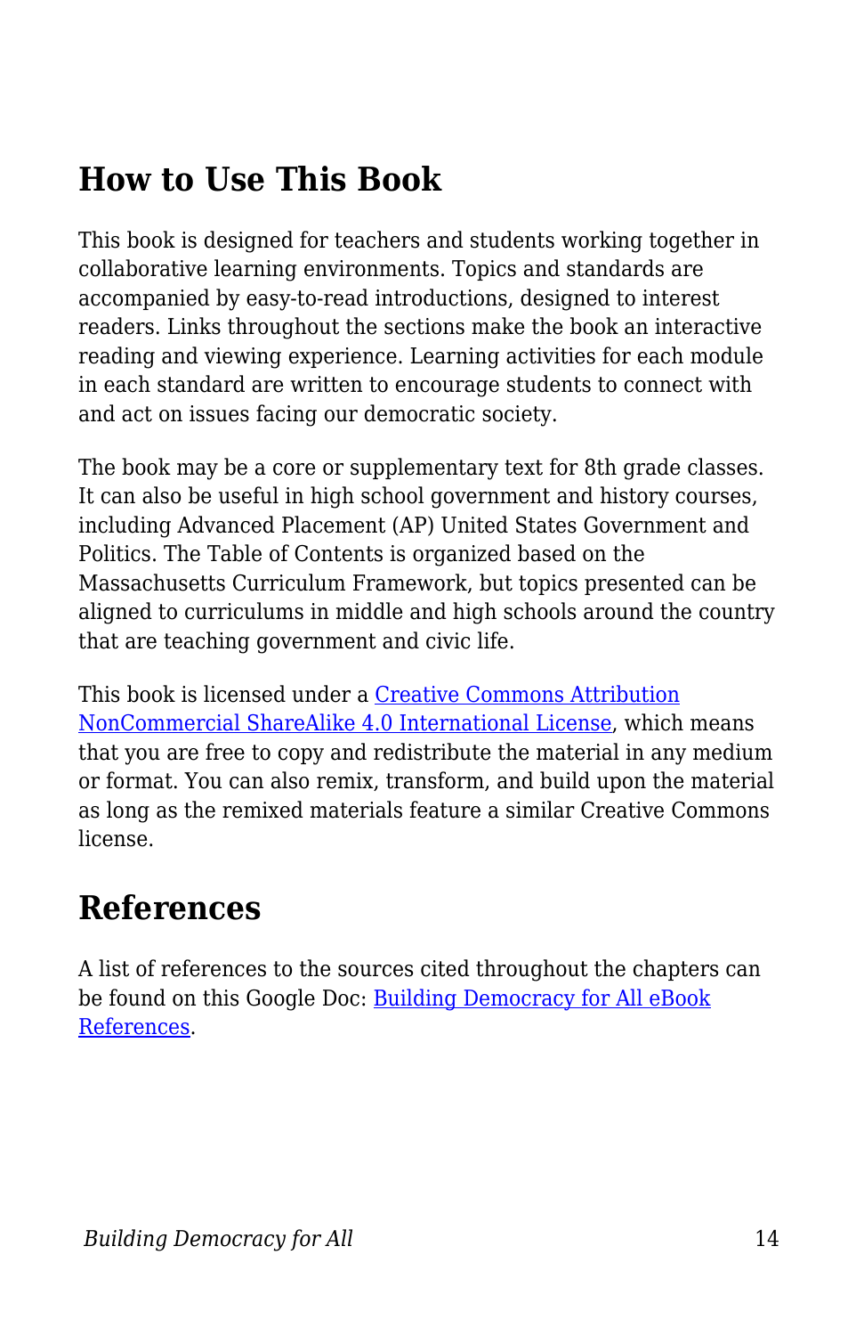## How to Use This Book

This book is designed for teachers and students working together in collaborative learning environments. Topics and standards are accompanied by easy-to-read introductions, designed to interest readers. Links throughout the sections make the book an interactive reading and viewing experience. Learning activities for each module in each standard are written to encourage students to connect with and act on issues facing our democratic society.

The book may be a core or supplementary text for 8th grade classes. It can also be useful in high school government and history courses, including Advanced Placement (AP) United States Government and Politics. The Table of Contents is organized based on the Massachusetts Curriculum Framework, but topics presented can be aligned to curriculums in middle and high schools around the country that are teaching government and civic life.

This book is licensed under a Creative Commons Attribution NonCommercial ShareAlike 4.0 International License, which means that you are free to copy and redistribute the material in any medium or format. You can also remix, transform, and build upon the material as long as the remixed materials feature a similar Creative Commons license.

## References

A list of references to the sources cited throughout the chapters can be found on this Google Doc: Building Democracy for All eBook References.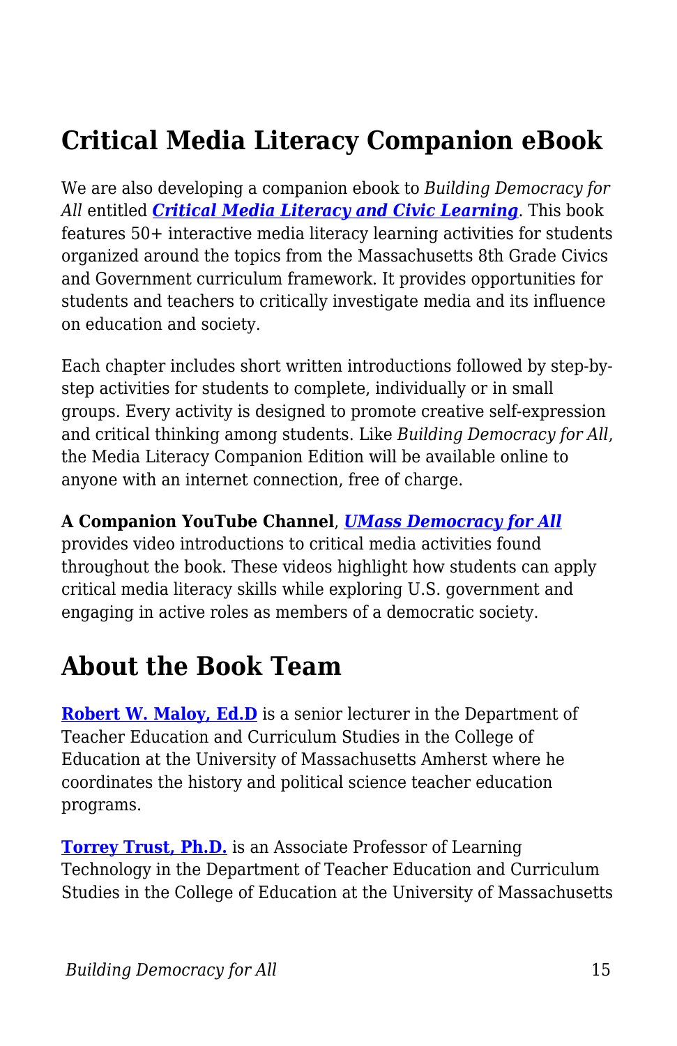## Critical Media Literacy Companion eBook

We are also developing a companion ebook to *Building Democracy for All* entitled ***Critical Media Literacy and Civic Learning***. This book features 50+ interactive media literacy learning activities for students organized around the topics from the Massachusetts 8th Grade Civics and Government curriculum framework. It provides opportunities for students and teachers to critically investigate media and its influence on education and society.

Each chapter includes short written introductions followed by step-by-step activities for students to complete, individually or in small groups. Every activity is designed to promote creative self-expression and critical thinking among students. Like *Building Democracy for All*, the Media Literacy Companion Edition will be available online to anyone with an internet connection, free of charge.

**A Companion YouTube Channel**, ***UMass Democracy for All*** provides video introductions to critical media activities found throughout the book. These videos highlight how students can apply critical media literacy skills while exploring U.S. government and engaging in active roles as members of a democratic society.

## About the Book Team

**Robert W. Maloy, Ed.D** is a senior lecturer in the Department of Teacher Education and Curriculum Studies in the College of Education at the University of Massachusetts Amherst where he coordinates the history and political science teacher education programs.

**Torrey Trust, Ph.D.** is an Associate Professor of Learning Technology in the Department of Teacher Education and Curriculum Studies in the College of Education at the University of Massachusetts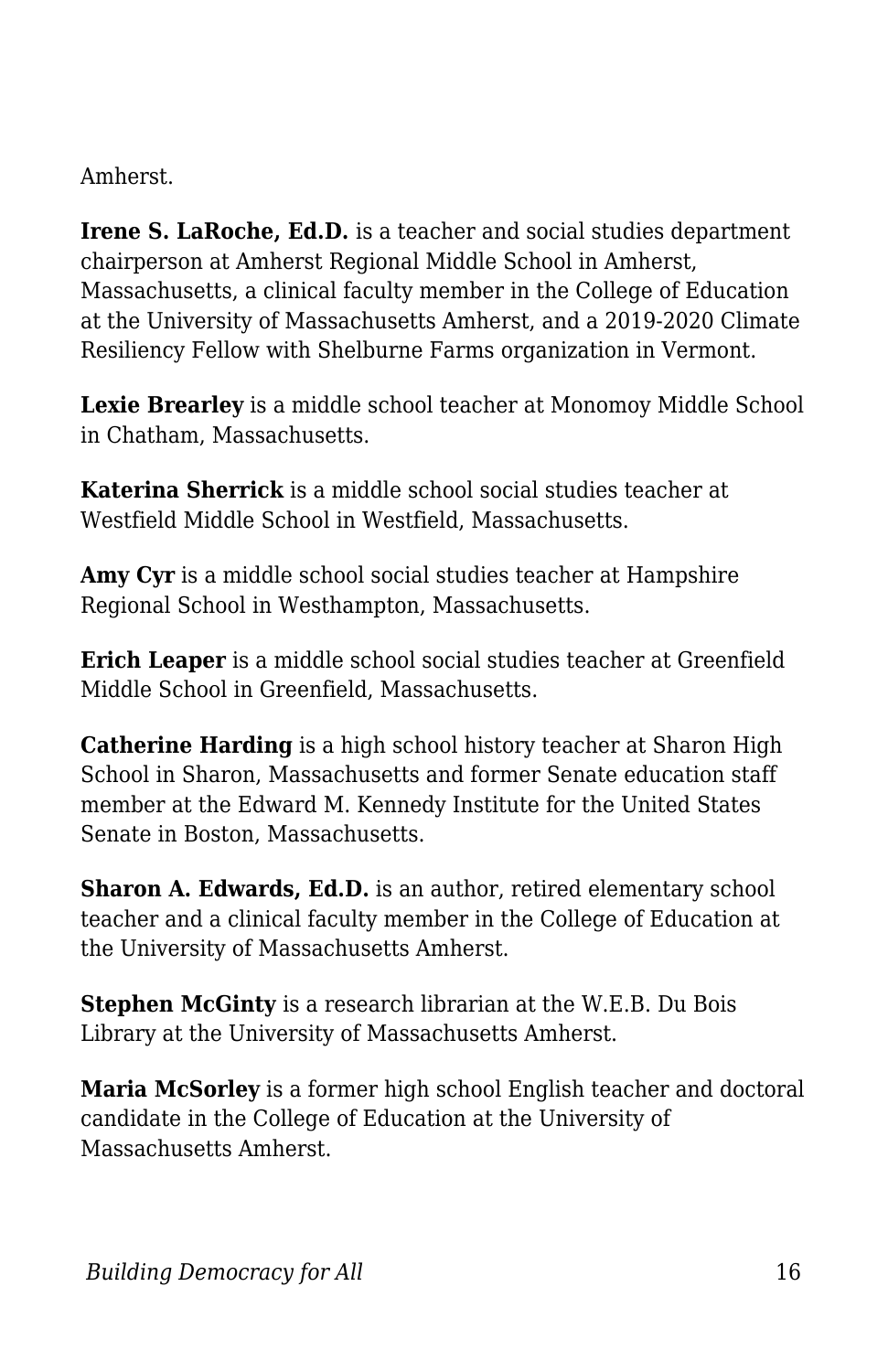Amherst.

**Irene S. LaRoche, Ed.D.** is a teacher and social studies department chairperson at Amherst Regional Middle School in Amherst, Massachusetts, a clinical faculty member in the College of Education at the University of Massachusetts Amherst, and a 2019-2020 Climate Resiliency Fellow with Shelburne Farms organization in Vermont.

**Lexie Brearley** is a middle school teacher at Monomoy Middle School in Chatham, Massachusetts.

**Katerina Sherrick** is a middle school social studies teacher at Westfield Middle School in Westfield, Massachusetts.

**Amy Cyr** is a middle school social studies teacher at Hampshire Regional School in Westhampton, Massachusetts.

**Erich Leaper** is a middle school social studies teacher at Greenfield Middle School in Greenfield, Massachusetts.

**Catherine Harding** is a high school history teacher at Sharon High School in Sharon, Massachusetts and former Senate education staff member at the Edward M. Kennedy Institute for the United States Senate in Boston, Massachusetts.

**Sharon A. Edwards, Ed.D.** is an author, retired elementary school teacher and a clinical faculty member in the College of Education at the University of Massachusetts Amherst.

**Stephen McGinty** is a research librarian at the W.E.B. Du Bois Library at the University of Massachusetts Amherst.

**Maria McSorley** is a former high school English teacher and doctoral candidate in the College of Education at the University of Massachusetts Amherst.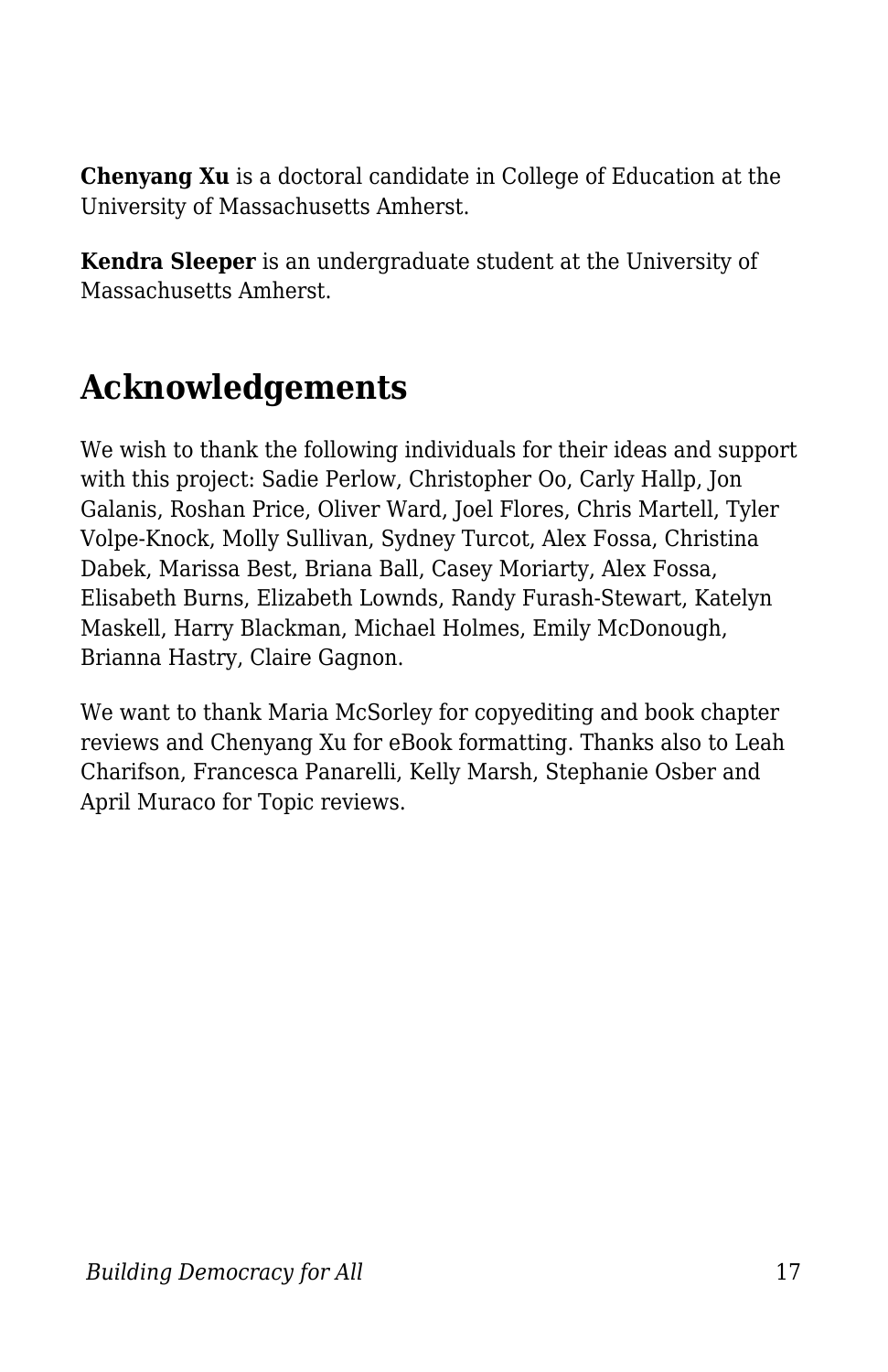**Chenyang Xu** is a doctoral candidate in College of Education at the University of Massachusetts Amherst.

**Kendra Sleeper** is an undergraduate student at the University of Massachusetts Amherst.

## Acknowledgements

We wish to thank the following individuals for their ideas and support with this project: Sadie Perlow, Christopher Oo, Carly Hallp, Jon Galanis, Roshan Price, Oliver Ward, Joel Flores, Chris Martell, Tyler Volpe-Knock, Molly Sullivan, Sydney Turcot, Alex Fossa, Christina Dabek, Marissa Best, Briana Ball, Casey Moriarty, Alex Fossa, Elisabeth Burns, Elizabeth Lownds, Randy Furash-Stewart, Katelyn Maskell, Harry Blackman, Michael Holmes, Emily McDonough, Brianna Hastry, Claire Gagnon.

We want to thank Maria McSorley for copyediting and book chapter reviews and Chenyang Xu for eBook formatting. Thanks also to Leah Charifson, Francesca Panarelli, Kelly Marsh, Stephanie Osber and April Muraco for Topic reviews.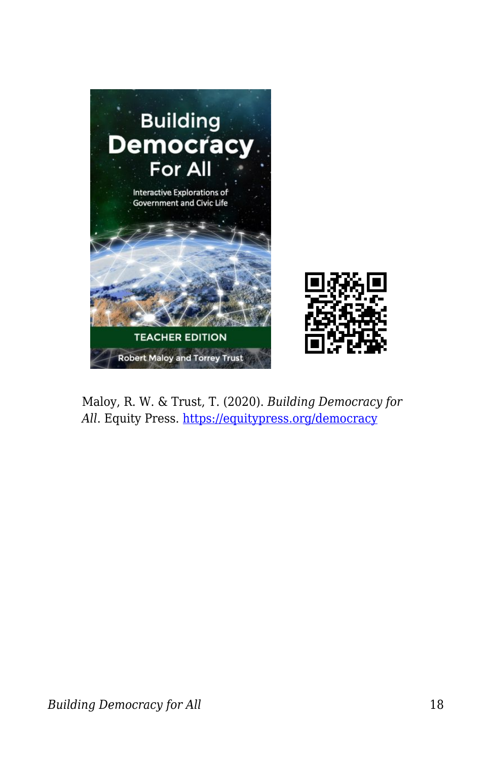Maloy, R. W. & Trust, T. (2020). *Building Democracy for All*. Equity Press. https://equitypress.org/democracy